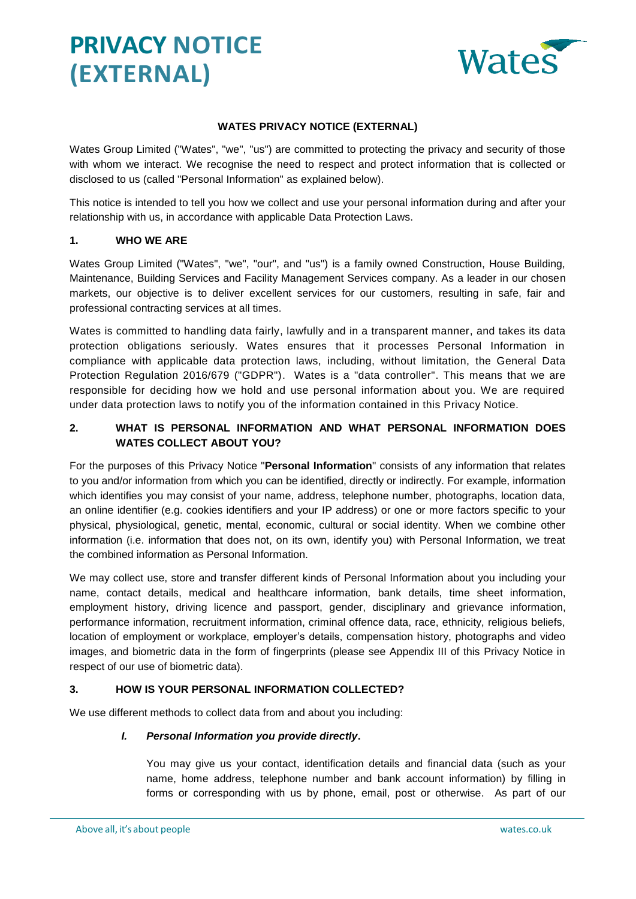# PRIVACY NOTICE (EXTERNAL)

**WATES PRIVACY NOTICE (EXTERNAL)**

Wates Group Limited ("Wates", "we", "us") are committed to protecting the privacy and security of those with whom we interact. We recognise the need to respect and protect information that is collected or disclosed to us (called "Personal Information" as explained below).

This notice is intended to tell you how we collect and use your personal information during and after your relationship with us, in accordance with applicable Data Protection Laws.

## 1. WHO WE ARE

Wates Group Limited ("Wates", "we", "our", and "us") is a family owned Construction, House Building, Maintenance, Building Services and Facility Management Services company. As a leader in our chosen markets, our objective is to deliver excellent services for our customers, resulting in safe, fair and professional contracting services at all times.

Wates is committed to handling data fairly, lawfully and in a transparent manner, and takes its data protection obligations seriously. Wates ensures that it processes Personal Information in compliance with applicable data protection laws, including, without limitation, the General Data Protection Regulation 2016/679 ("GDPR"). Wates is a "data controller". This means that we are responsible for deciding how we hold and use personal information about you. We are required under data protection laws to notify you of the information contained in this Privacy Notice.

## 2. WHAT IS PERSONAL INFORMATION AND WHAT PERSONAL INFORMATION DOES WATES COLLECT ABOUT YOU?

For the purposes of this Privacy Notice "**Personal Information**" consists of any information that relates to you and/or information from which you can be identified, directly or indirectly. For example, information which identifies you may consist of your name, address, telephone number, photographs, location data, an online identifier (e.g. cookies identifiers and your IP address) or one or more factors specific to your physical, physiological, genetic, mental, economic, cultural or social identity. When we combine other information (i.e. information that does not, on its own, identify you) with Personal Information, we treat the combined information as Personal Information.

We may collect use, store and transfer different kinds of Personal Information about you including your name, contact details, medical and healthcare information, bank details, time sheet information, employment history, driving licence and passport, gender, disciplinary and grievance information, performance information, recruitment information, criminal offence data, race, ethnicity, religious beliefs, location of employment or workplace, employer's details, compensation history, photographs and video images, and biometric data in the form of fingerprints (please see Appendix III of this Privacy Notice in respect of our use of biometric data).

## 3. HOW IS YOUR PERSONAL INFORMATION COLLECTED?

We use different methods to collect data from and about you including:

### *I. Personal Information you provide directly.*

You may give us your contact, identification details and financial data (such as your name, home address, telephone number and bank account information) by filling in forms or corresponding with us by phone, email, post or otherwise. As part of our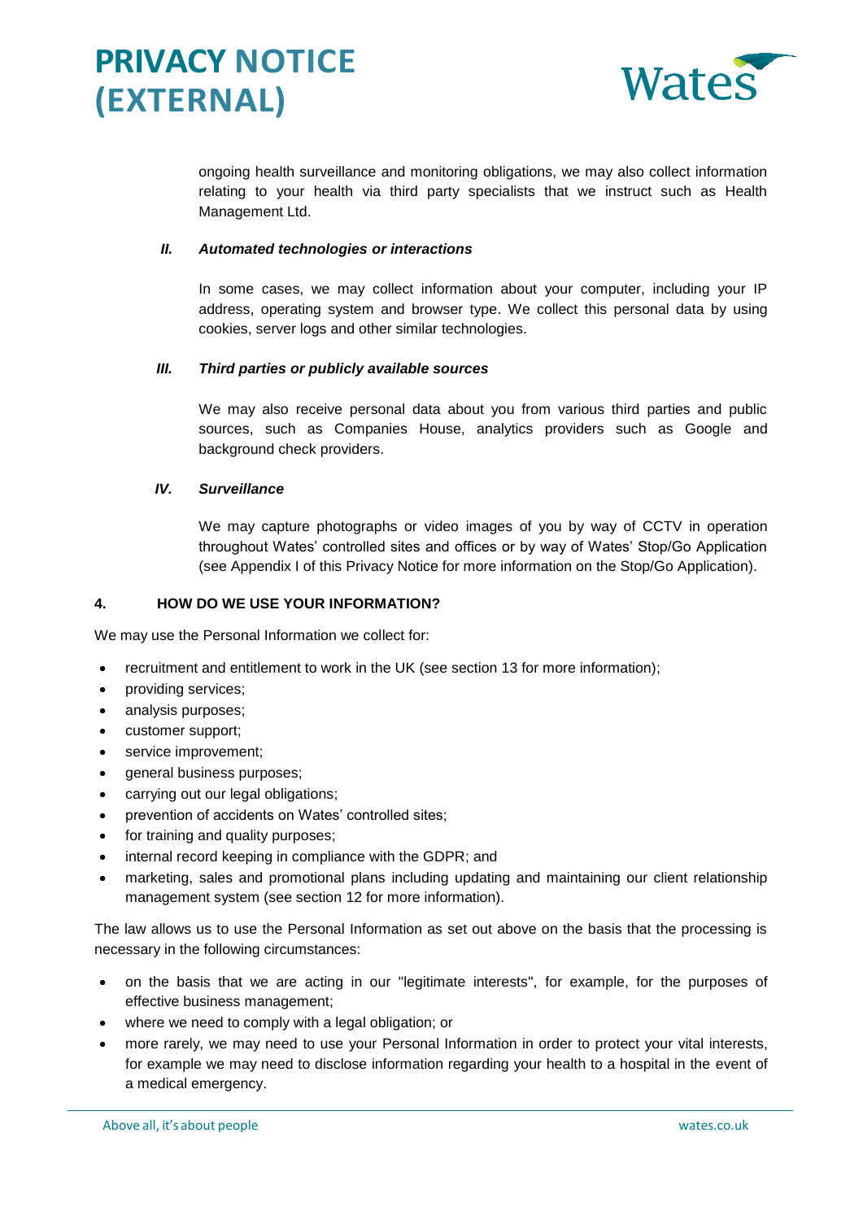ongoing health surveillance and monitoring obligations, we may also collect information relating to your health via third party specialists that we instruct such as Health Management Ltd.

***II. Automated technologies or interactions***

In some cases, we may collect information about your computer, including your IP address, operating system and browser type. We collect this personal data by using cookies, server logs and other similar technologies.

***III. Third parties or publicly available sources***

We may also receive personal data about you from various third parties and public sources, such as Companies House, analytics providers such as Google and background check providers.

***IV. Surveillance***

We may capture photographs or video images of you by way of CCTV in operation throughout Wates' controlled sites and offices or by way of Wates' Stop/Go Application (see Appendix I of this Privacy Notice for more information on the Stop/Go Application).

## 4. HOW DO WE USE YOUR INFORMATION?

We may use the Personal Information we collect for:

- recruitment and entitlement to work in the UK (see section 13 for more information);
- providing services;
- analysis purposes;
- customer support;
- service improvement;
- general business purposes;
- carrying out our legal obligations;
- prevention of accidents on Wates' controlled sites;
- for training and quality purposes;
- internal record keeping in compliance with the GDPR; and
- marketing, sales and promotional plans including updating and maintaining our client relationship management system (see section 12 for more information).

The law allows us to use the Personal Information as set out above on the basis that the processing is necessary in the following circumstances:

- on the basis that we are acting in our "legitimate interests", for example, for the purposes of effective business management;
- where we need to comply with a legal obligation; or
- more rarely, we may need to use your Personal Information in order to protect your vital interests, for example we may need to disclose information regarding your health to a hospital in the event of a medical emergency.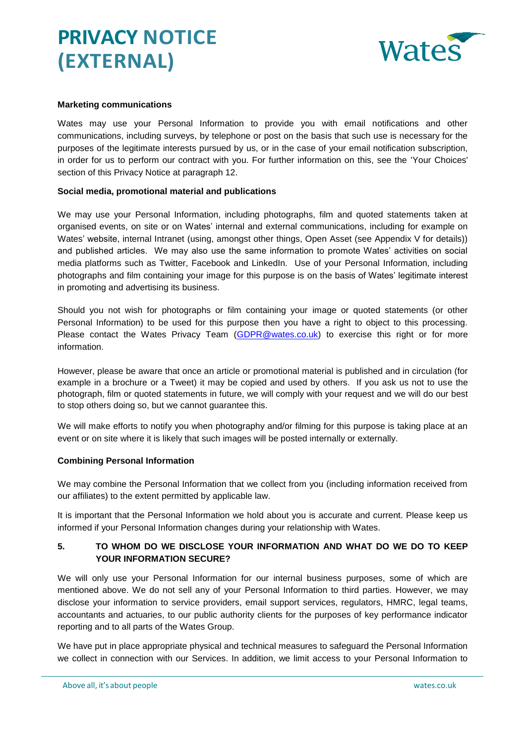**Marketing communications**

Wates may use your Personal Information to provide you with email notifications and other communications, including surveys, by telephone or post on the basis that such use is necessary for the purposes of the legitimate interests pursued by us, or in the case of your email notification subscription, in order for us to perform our contract with you. For further information on this, see the 'Your Choices' section of this Privacy Notice at paragraph 12.

**Social media, promotional material and publications**

We may use your Personal Information, including photographs, film and quoted statements taken at organised events, on site or on Wates' internal and external communications, including for example on Wates' website, internal Intranet (using, amongst other things, Open Asset (see Appendix V for details)) and published articles. We may also use the same information to promote Wates' activities on social media platforms such as Twitter, Facebook and LinkedIn. Use of your Personal Information, including photographs and film containing your image for this purpose is on the basis of Wates' legitimate interest in promoting and advertising its business.

Should you not wish for photographs or film containing your image or quoted statements (or other Personal Information) to be used for this purpose then you have a right to object to this processing. Please contact the Wates Privacy Team (GDPR@wates.co.uk) to exercise this right or for more information.

However, please be aware that once an article or promotional material is published and in circulation (for example in a brochure or a Tweet) it may be copied and used by others. If you ask us not to use the photograph, film or quoted statements in future, we will comply with your request and we will do our best to stop others doing so, but we cannot guarantee this.

We will make efforts to notify you when photography and/or filming for this purpose is taking place at an event or on site where it is likely that such images will be posted internally or externally.

**Combining Personal Information**

We may combine the Personal Information that we collect from you (including information received from our affiliates) to the extent permitted by applicable law.

It is important that the Personal Information we hold about you is accurate and current. Please keep us informed if your Personal Information changes during your relationship with Wates.

## 5. TO WHOM DO WE DISCLOSE YOUR INFORMATION AND WHAT DO WE DO TO KEEP YOUR INFORMATION SECURE?

We will only use your Personal Information for our internal business purposes, some of which are mentioned above. We do not sell any of your Personal Information to third parties. However, we may disclose your information to service providers, email support services, regulators, HMRC, legal teams, accountants and actuaries, to our public authority clients for the purposes of key performance indicator reporting and to all parts of the Wates Group.

We have put in place appropriate physical and technical measures to safeguard the Personal Information we collect in connection with our Services. In addition, we limit access to your Personal Information to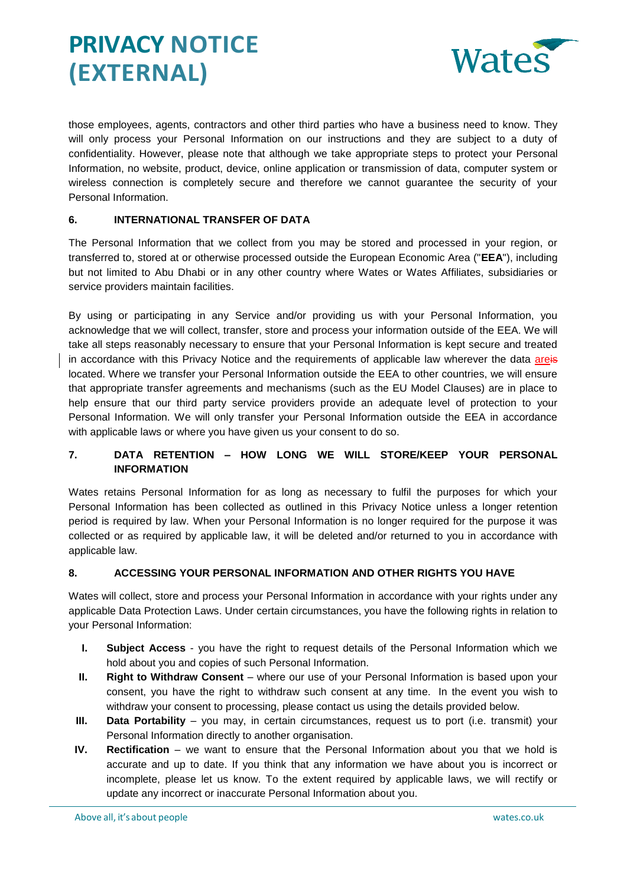those employees, agents, contractors and other third parties who have a business need to know. They will only process your Personal Information on our instructions and they are subject to a duty of confidentiality. However, please note that although we take appropriate steps to protect your Personal Information, no website, product, device, online application or transmission of data, computer system or wireless connection is completely secure and therefore we cannot guarantee the security of your Personal Information.

## 6. INTERNATIONAL TRANSFER OF DATA

The Personal Information that we collect from you may be stored and processed in your region, or transferred to, stored at or otherwise processed outside the European Economic Area ("**EEA**"), including but not limited to Abu Dhabi or in any other country where Wates or Wates Affiliates, subsidiaries or service providers maintain facilities.

By using or participating in any Service and/or providing us with your Personal Information, you acknowledge that we will collect, transfer, store and process your information outside of the EEA. We will take all steps reasonably necessary to ensure that your Personal Information is kept secure and treated in accordance with this Privacy Notice and the requirements of applicable law wherever the data ~~is~~ are located. Where we transfer your Personal Information outside the EEA to other countries, we will ensure that appropriate transfer agreements and mechanisms (such as the EU Model Clauses) are in place to help ensure that our third party service providers provide an adequate level of protection to your Personal Information. We will only transfer your Personal Information outside the EEA in accordance with applicable laws or where you have given us your consent to do so.

## 7. DATA RETENTION – HOW LONG WE WILL STORE/KEEP YOUR PERSONAL INFORMATION

Wates retains Personal Information for as long as necessary to fulfil the purposes for which your Personal Information has been collected as outlined in this Privacy Notice unless a longer retention period is required by law. When your Personal Information is no longer required for the purpose it was collected or as required by applicable law, it will be deleted and/or returned to you in accordance with applicable law.

## 8. ACCESSING YOUR PERSONAL INFORMATION AND OTHER RIGHTS YOU HAVE

Wates will collect, store and process your Personal Information in accordance with your rights under any applicable Data Protection Laws. Under certain circumstances, you have the following rights in relation to your Personal Information:

- **I. Subject Access** - you have the right to request details of the Personal Information which we hold about you and copies of such Personal Information.
- **II. Right to Withdraw Consent** – where our use of your Personal Information is based upon your consent, you have the right to withdraw such consent at any time. In the event you wish to withdraw your consent to processing, please contact us using the details provided below.
- **III. Data Portability** – you may, in certain circumstances, request us to port (i.e. transmit) your Personal Information directly to another organisation.
- **IV. Rectification** – we want to ensure that the Personal Information about you that we hold is accurate and up to date. If you think that any information we have about you is incorrect or incomplete, please let us know. To the extent required by applicable laws, we will rectify or update any incorrect or inaccurate Personal Information about you.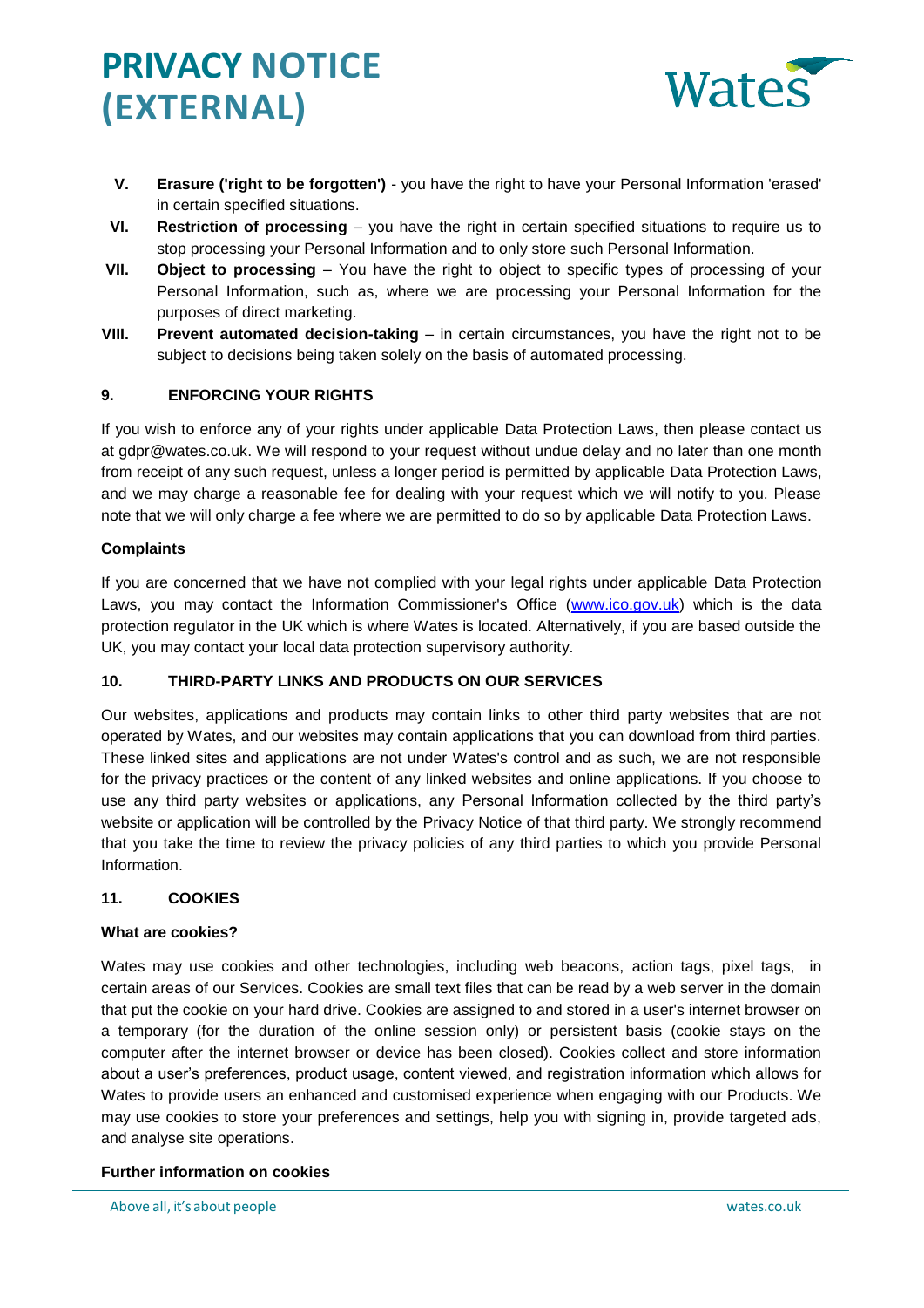V. **Erasure ('right to be forgotten')** - you have the right to have your Personal Information 'erased' in certain specified situations.

VI. **Restriction of processing** – you have the right in certain specified situations to require us to stop processing your Personal Information and to only store such Personal Information.

VII. **Object to processing** – You have the right to object to specific types of processing of your Personal Information, such as, where we are processing your Personal Information for the purposes of direct marketing.

VIII. **Prevent automated decision-taking** – in certain circumstances, you have the right not to be subject to decisions being taken solely on the basis of automated processing.

## 9. ENFORCING YOUR RIGHTS

If you wish to enforce any of your rights under applicable Data Protection Laws, then please contact us at gdpr@wates.co.uk. We will respond to your request without undue delay and no later than one month from receipt of any such request, unless a longer period is permitted by applicable Data Protection Laws, and we may charge a reasonable fee for dealing with your request which we will notify to you. Please note that we will only charge a fee where we are permitted to do so by applicable Data Protection Laws.

### Complaints

If you are concerned that we have not complied with your legal rights under applicable Data Protection Laws, you may contact the Information Commissioner's Office ([www.ico.gov.uk](http://www.ico.gov.uk)) which is the data protection regulator in the UK which is where Wates is located. Alternatively, if you are based outside the UK, you may contact your local data protection supervisory authority.

## 10. THIRD-PARTY LINKS AND PRODUCTS ON OUR SERVICES

Our websites, applications and products may contain links to other third party websites that are not operated by Wates, and our websites may contain applications that you can download from third parties. These linked sites and applications are not under Wates's control and as such, we are not responsible for the privacy practices or the content of any linked websites and online applications. If you choose to use any third party websites or applications, any Personal Information collected by the third party's website or application will be controlled by the Privacy Notice of that third party. We strongly recommend that you take the time to review the privacy policies of any third parties to which you provide Personal Information.

## 11. COOKIES

### What are cookies?

Wates may use cookies and other technologies, including web beacons, action tags, pixel tags, in certain areas of our Services. Cookies are small text files that can be read by a web server in the domain that put the cookie on your hard drive. Cookies are assigned to and stored in a user's internet browser on a temporary (for the duration of the online session only) or persistent basis (cookie stays on the computer after the internet browser or device has been closed). Cookies collect and store information about a user's preferences, product usage, content viewed, and registration information which allows for Wates to provide users an enhanced and customised experience when engaging with our Products. We may use cookies to store your preferences and settings, help you with signing in, provide targeted ads, and analyse site operations.

### Further information on cookies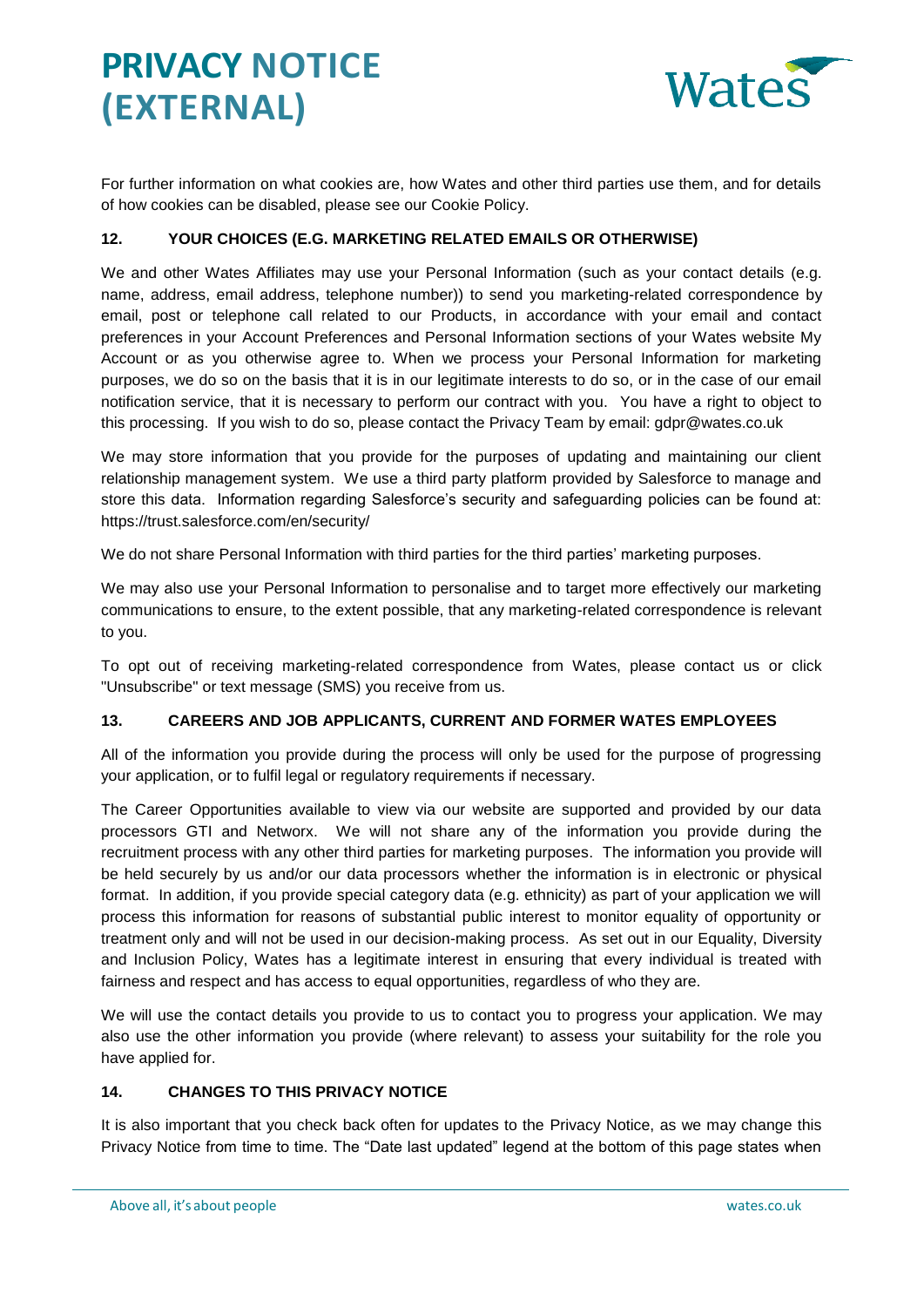For further information on what cookies are, how Wates and other third parties use them, and for details of how cookies can be disabled, please see our Cookie Policy.

## 12. YOUR CHOICES (E.G. MARKETING RELATED EMAILS OR OTHERWISE)

We and other Wates Affiliates may use your Personal Information (such as your contact details (e.g. name, address, email address, telephone number)) to send you marketing-related correspondence by email, post or telephone call related to our Products, in accordance with your email and contact preferences in your Account Preferences and Personal Information sections of your Wates website My Account or as you otherwise agree to. When we process your Personal Information for marketing purposes, we do so on the basis that it is in our legitimate interests to do so, or in the case of our email notification service, that it is necessary to perform our contract with you. You have a right to object to this processing. If you wish to do so, please contact the Privacy Team by email: gdpr@wates.co.uk

We may store information that you provide for the purposes of updating and maintaining our client relationship management system. We use a third party platform provided by Salesforce to manage and store this data. Information regarding Salesforce's security and safeguarding policies can be found at: https://trust.salesforce.com/en/security/

We do not share Personal Information with third parties for the third parties' marketing purposes.

We may also use your Personal Information to personalise and to target more effectively our marketing communications to ensure, to the extent possible, that any marketing-related correspondence is relevant to you.

To opt out of receiving marketing-related correspondence from Wates, please contact us or click "Unsubscribe" or text message (SMS) you receive from us.

## 13. CAREERS AND JOB APPLICANTS, CURRENT AND FORMER WATES EMPLOYEES

All of the information you provide during the process will only be used for the purpose of progressing your application, or to fulfil legal or regulatory requirements if necessary.

The Career Opportunities available to view via our website are supported and provided by our data processors GTI and Networx. We will not share any of the information you provide during the recruitment process with any other third parties for marketing purposes. The information you provide will be held securely by us and/or our data processors whether the information is in electronic or physical format. In addition, if you provide special category data (e.g. ethnicity) as part of your application we will process this information for reasons of substantial public interest to monitor equality of opportunity or treatment only and will not be used in our decision-making process. As set out in our Equality, Diversity and Inclusion Policy, Wates has a legitimate interest in ensuring that every individual is treated with fairness and respect and has access to equal opportunities, regardless of who they are.

We will use the contact details you provide to us to contact you to progress your application. We may also use the other information you provide (where relevant) to assess your suitability for the role you have applied for.

## 14. CHANGES TO THIS PRIVACY NOTICE

It is also important that you check back often for updates to the Privacy Notice, as we may change this Privacy Notice from time to time. The "Date last updated" legend at the bottom of this page states when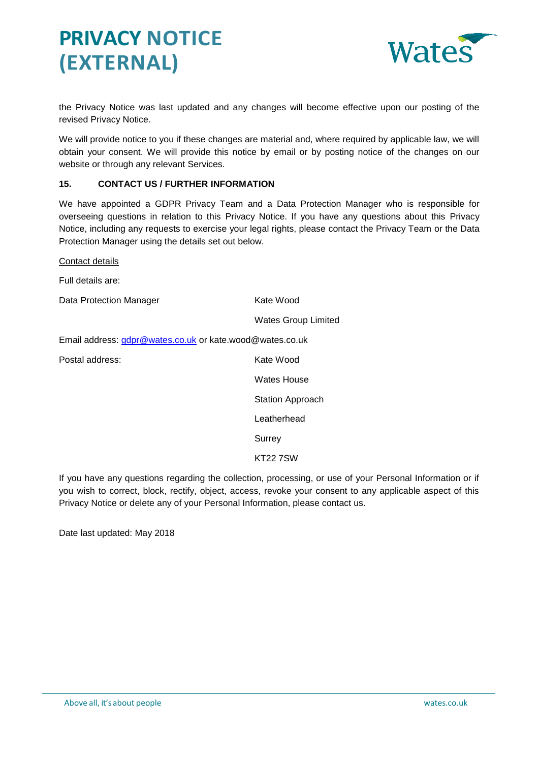the Privacy Notice was last updated and any changes will become effective upon our posting of the revised Privacy Notice.

We will provide notice to you if these changes are material and, where required by applicable law, we will obtain your consent. We will provide this notice by email or by posting notice of the changes on our website or through any relevant Services.

### 15. CONTACT US / FURTHER INFORMATION

We have appointed a GDPR Privacy Team and a Data Protection Manager who is responsible for overseeing questions in relation to this Privacy Notice. If you have any questions about this Privacy Notice, including any requests to exercise your legal rights, please contact the Privacy Team or the Data Protection Manager using the details set out below.

Contact details

Full details are:

Data Protection Manager — Kate Wood
Wates Group Limited

Email address: gdpr@wates.co.uk or kate.wood@wates.co.uk

Postal address:
Kate Wood
Wates House
Station Approach
Leatherhead
Surrey
KT22 7SW

If you have any questions regarding the collection, processing, or use of your Personal Information or if you wish to correct, block, rectify, object, access, revoke your consent to any applicable aspect of this Privacy Notice or delete any of your Personal Information, please contact us.

Date last updated: May 2018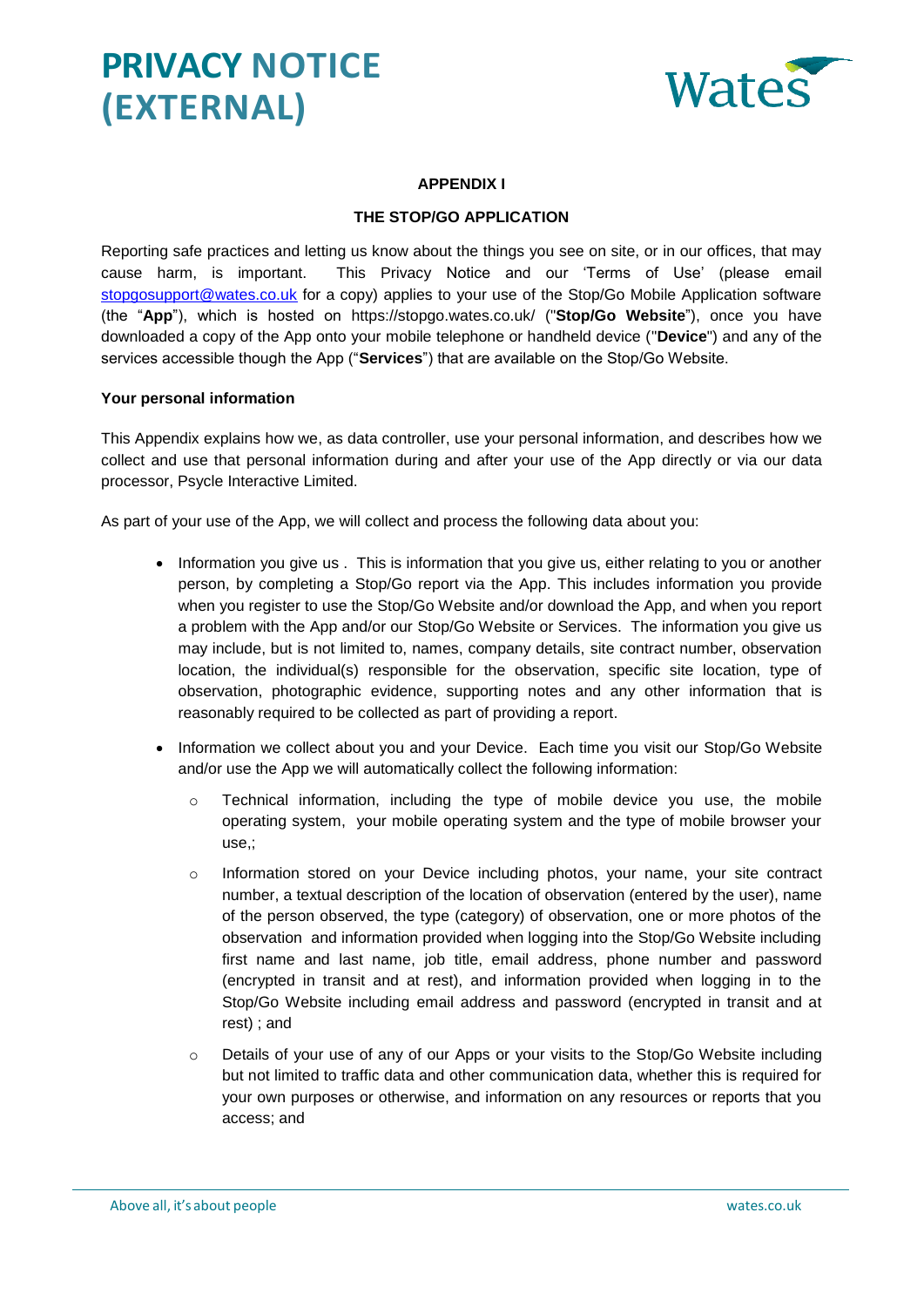**APPENDIX I**

**THE STOP/GO APPLICATION**

Reporting safe practices and letting us know about the things you see on site, or in our offices, that may cause harm, is important. This Privacy Notice and our 'Terms of Use' (please email stopgosupport@wates.co.uk for a copy) applies to your use of the Stop/Go Mobile Application software (the "**App**"), which is hosted on https://stopgo.wates.co.uk/ ("**Stop/Go Website**"), once you have downloaded a copy of the App onto your mobile telephone or handheld device ("**Device**") and any of the services accessible though the App ("**Services**") that are available on the Stop/Go Website.

**Your personal information**

This Appendix explains how we, as data controller, use your personal information, and describes how we collect and use that personal information during and after your use of the App directly or via our data processor, Psycle Interactive Limited.

As part of your use of the App, we will collect and process the following data about you:

- Information you give us . This is information that you give us, either relating to you or another person, by completing a Stop/Go report via the App. This includes information you provide when you register to use the Stop/Go Website and/or download the App, and when you report a problem with the App and/or our Stop/Go Website or Services. The information you give us may include, but is not limited to, names, company details, site contract number, observation location, the individual(s) responsible for the observation, specific site location, type of observation, photographic evidence, supporting notes and any other information that is reasonably required to be collected as part of providing a report.
- Information we collect about you and your Device. Each time you visit our Stop/Go Website and/or use the App we will automatically collect the following information:
    - Technical information, including the type of mobile device you use, the mobile operating system, your mobile operating system and the type of mobile browser your use,;
    - Information stored on your Device including photos, your name, your site contract number, a textual description of the location of observation (entered by the user), name of the person observed, the type (category) of observation, one or more photos of the observation and information provided when logging into the Stop/Go Website including first name and last name, job title, email address, phone number and password (encrypted in transit and at rest), and information provided when logging in to the Stop/Go Website including email address and password (encrypted in transit and at rest) ; and
    - Details of your use of any of our Apps or your visits to the Stop/Go Website including but not limited to traffic data and other communication data, whether this is required for your own purposes or otherwise, and information on any resources or reports that you access; and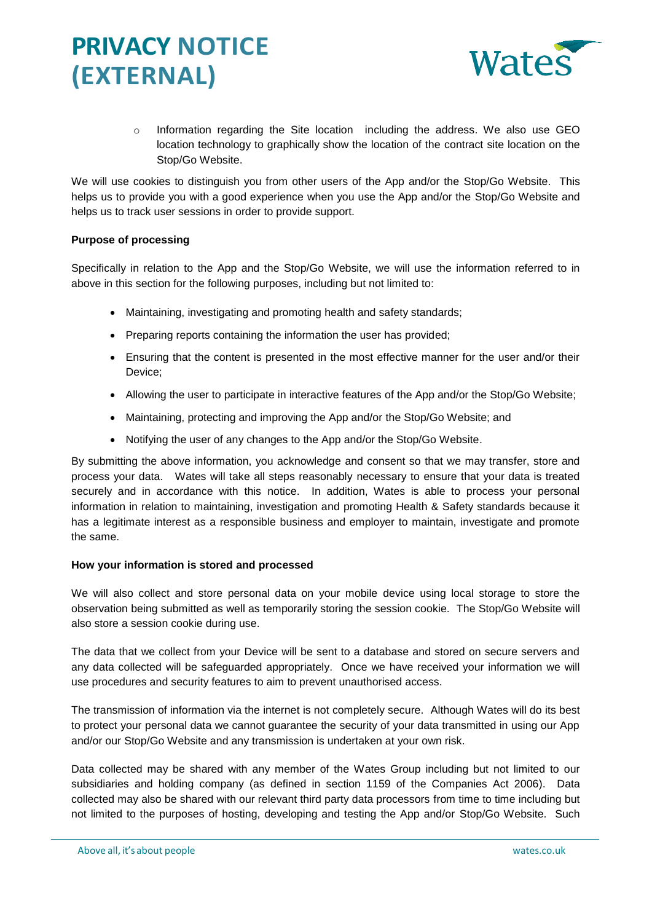- Information regarding the Site location including the address. We also use GEO location technology to graphically show the location of the contract site location on the Stop/Go Website.

We will use cookies to distinguish you from other users of the App and/or the Stop/Go Website. This helps us to provide you with a good experience when you use the App and/or the Stop/Go Website and helps us to track user sessions in order to provide support.

**Purpose of processing**

Specifically in relation to the App and the Stop/Go Website, we will use the information referred to in above in this section for the following purposes, including but not limited to:

- Maintaining, investigating and promoting health and safety standards;
- Preparing reports containing the information the user has provided;
- Ensuring that the content is presented in the most effective manner for the user and/or their Device;
- Allowing the user to participate in interactive features of the App and/or the Stop/Go Website;
- Maintaining, protecting and improving the App and/or the Stop/Go Website; and
- Notifying the user of any changes to the App and/or the Stop/Go Website.

By submitting the above information, you acknowledge and consent so that we may transfer, store and process your data. Wates will take all steps reasonably necessary to ensure that your data is treated securely and in accordance with this notice. In addition, Wates is able to process your personal information in relation to maintaining, investigation and promoting Health & Safety standards because it has a legitimate interest as a responsible business and employer to maintain, investigate and promote the same.

**How your information is stored and processed**

We will also collect and store personal data on your mobile device using local storage to store the observation being submitted as well as temporarily storing the session cookie. The Stop/Go Website will also store a session cookie during use.

The data that we collect from your Device will be sent to a database and stored on secure servers and any data collected will be safeguarded appropriately. Once we have received your information we will use procedures and security features to aim to prevent unauthorised access.

The transmission of information via the internet is not completely secure. Although Wates will do its best to protect your personal data we cannot guarantee the security of your data transmitted in using our App and/or our Stop/Go Website and any transmission is undertaken at your own risk.

Data collected may be shared with any member of the Wates Group including but not limited to our subsidiaries and holding company (as defined in section 1159 of the Companies Act 2006). Data collected may also be shared with our relevant third party data processors from time to time including but not limited to the purposes of hosting, developing and testing the App and/or Stop/Go Website. Such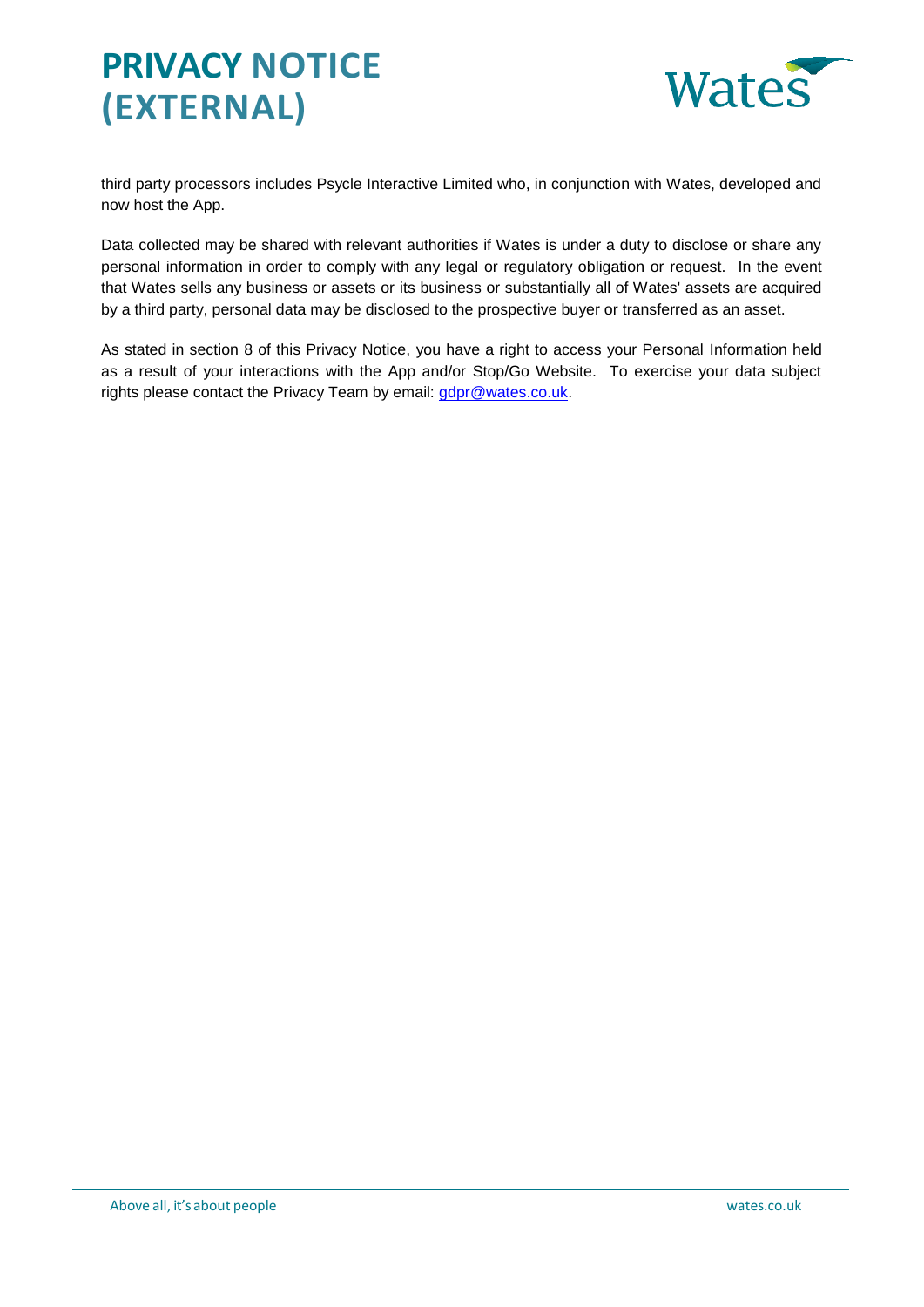third party processors includes Psycle Interactive Limited who, in conjunction with Wates, developed and now host the App.

Data collected may be shared with relevant authorities if Wates is under a duty to disclose or share any personal information in order to comply with any legal or regulatory obligation or request. In the event that Wates sells any business or assets or its business or substantially all of Wates' assets are acquired by a third party, personal data may be disclosed to the prospective buyer or transferred as an asset.

As stated in section 8 of this Privacy Notice, you have a right to access your Personal Information held as a result of your interactions with the App and/or Stop/Go Website. To exercise your data subject rights please contact the Privacy Team by email: gdpr@wates.co.uk.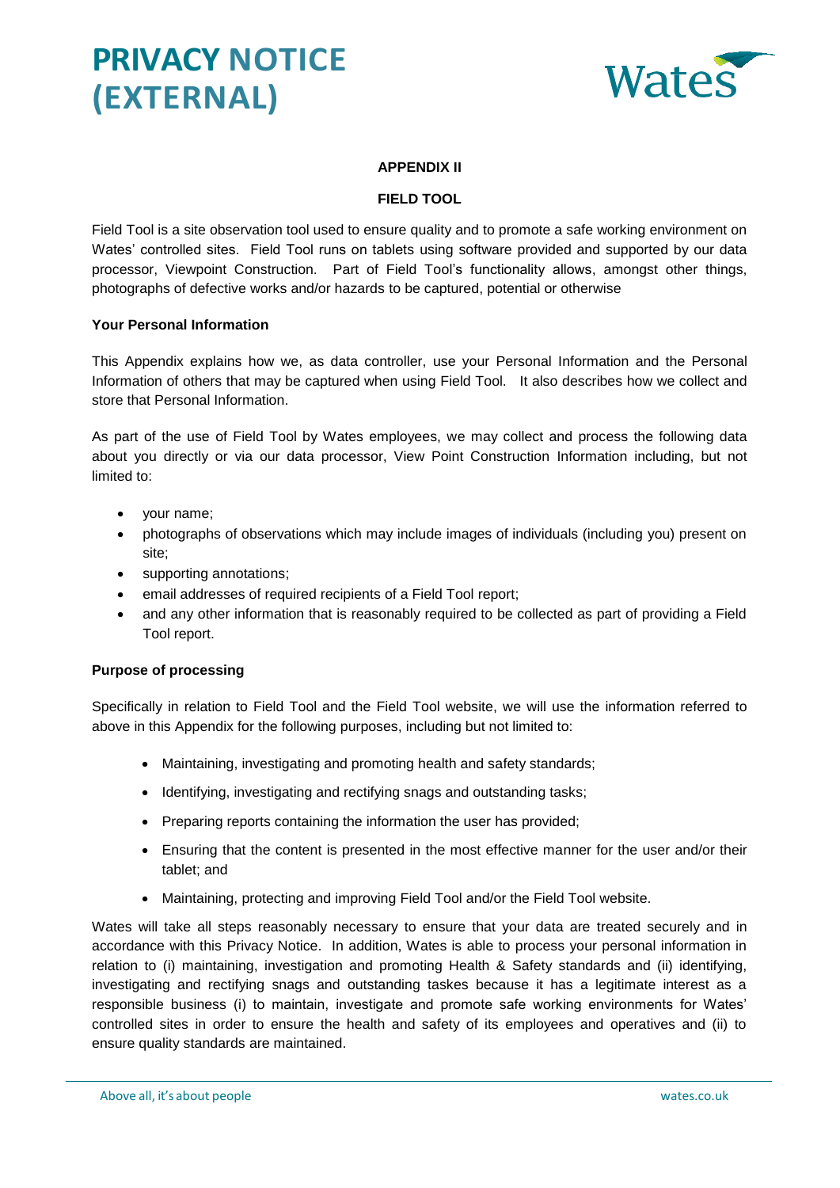# PRIVACY NOTICE (EXTERNAL)

**APPENDIX II**

**FIELD TOOL**

Field Tool is a site observation tool used to ensure quality and to promote a safe working environment on Wates' controlled sites. Field Tool runs on tablets using software provided and supported by our data processor, Viewpoint Construction. Part of Field Tool's functionality allows, amongst other things, photographs of defective works and/or hazards to be captured, potential or otherwise

**Your Personal Information**

This Appendix explains how we, as data controller, use your Personal Information and the Personal Information of others that may be captured when using Field Tool. It also describes how we collect and store that Personal Information.

As part of the use of Field Tool by Wates employees, we may collect and process the following data about you directly or via our data processor, View Point Construction Information including, but not limited to:

- your name;
- photographs of observations which may include images of individuals (including you) present on site;
- supporting annotations;
- email addresses of required recipients of a Field Tool report;
- and any other information that is reasonably required to be collected as part of providing a Field Tool report.

**Purpose of processing**

Specifically in relation to Field Tool and the Field Tool website, we will use the information referred to above in this Appendix for the following purposes, including but not limited to:

- Maintaining, investigating and promoting health and safety standards;
- Identifying, investigating and rectifying snags and outstanding tasks;
- Preparing reports containing the information the user has provided;
- Ensuring that the content is presented in the most effective manner for the user and/or their tablet; and
- Maintaining, protecting and improving Field Tool and/or the Field Tool website.

Wates will take all steps reasonably necessary to ensure that your data are treated securely and in accordance with this Privacy Notice. In addition, Wates is able to process your personal information in relation to (i) maintaining, investigation and promoting Health & Safety standards and (ii) identifying, investigating and rectifying snags and outstanding taskes because it has a legitimate interest as a responsible business (i) to maintain, investigate and promote safe working environments for Wates' controlled sites in order to ensure the health and safety of its employees and operatives and (ii) to ensure quality standards are maintained.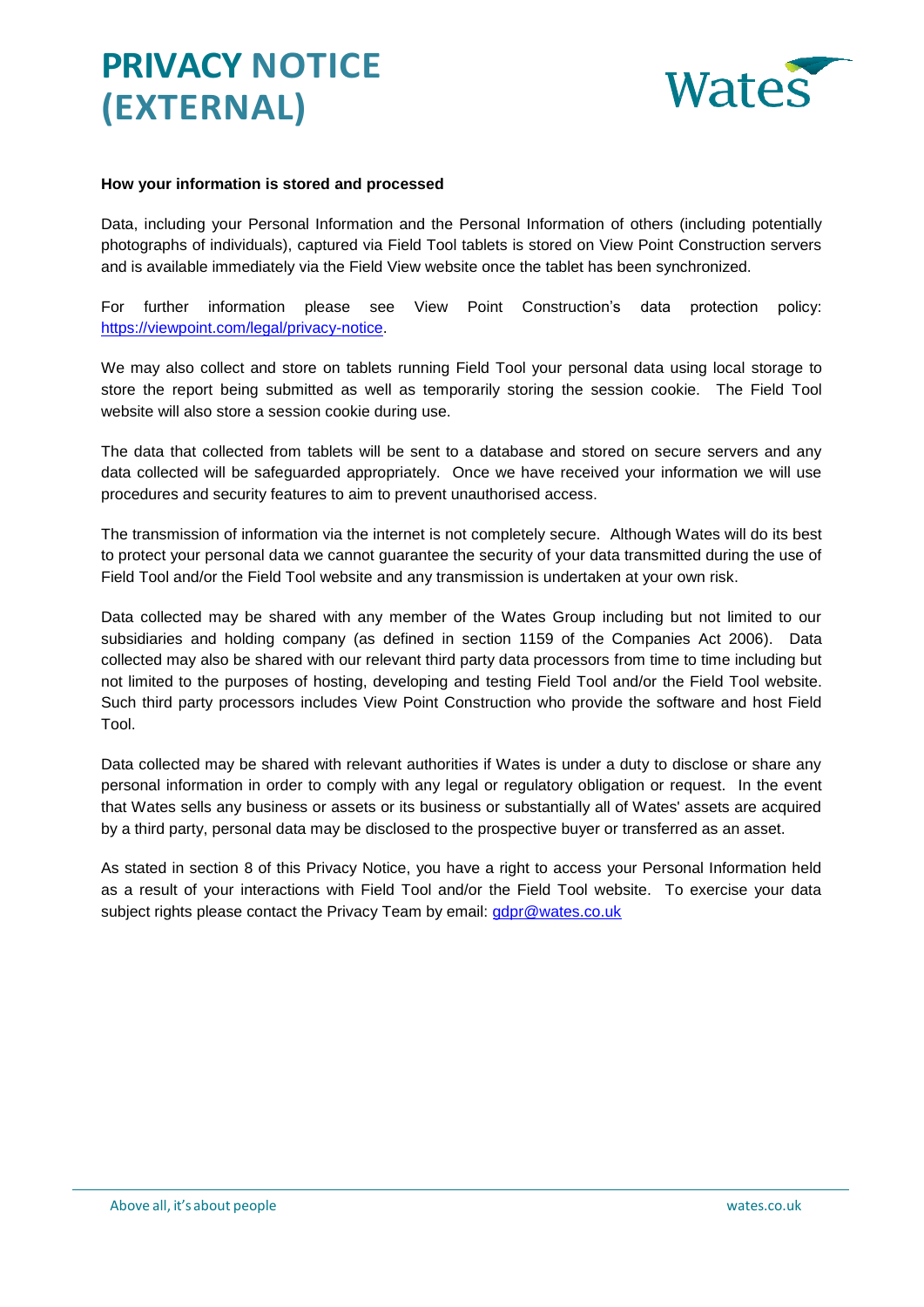**How your information is stored and processed**

Data, including your Personal Information and the Personal Information of others (including potentially photographs of individuals), captured via Field Tool tablets is stored on View Point Construction servers and is available immediately via the Field View website once the tablet has been synchronized.

For further information please see View Point Construction's data protection policy: https://viewpoint.com/legal/privacy-notice.

We may also collect and store on tablets running Field Tool your personal data using local storage to store the report being submitted as well as temporarily storing the session cookie. The Field Tool website will also store a session cookie during use.

The data that collected from tablets will be sent to a database and stored on secure servers and any data collected will be safeguarded appropriately. Once we have received your information we will use procedures and security features to aim to prevent unauthorised access.

The transmission of information via the internet is not completely secure. Although Wates will do its best to protect your personal data we cannot guarantee the security of your data transmitted during the use of Field Tool and/or the Field Tool website and any transmission is undertaken at your own risk.

Data collected may be shared with any member of the Wates Group including but not limited to our subsidiaries and holding company (as defined in section 1159 of the Companies Act 2006). Data collected may also be shared with our relevant third party data processors from time to time including but not limited to the purposes of hosting, developing and testing Field Tool and/or the Field Tool website. Such third party processors includes View Point Construction who provide the software and host Field Tool.

Data collected may be shared with relevant authorities if Wates is under a duty to disclose or share any personal information in order to comply with any legal or regulatory obligation or request. In the event that Wates sells any business or assets or its business or substantially all of Wates' assets are acquired by a third party, personal data may be disclosed to the prospective buyer or transferred as an asset.

As stated in section 8 of this Privacy Notice, you have a right to access your Personal Information held as a result of your interactions with Field Tool and/or the Field Tool website. To exercise your data subject rights please contact the Privacy Team by email: gdpr@wates.co.uk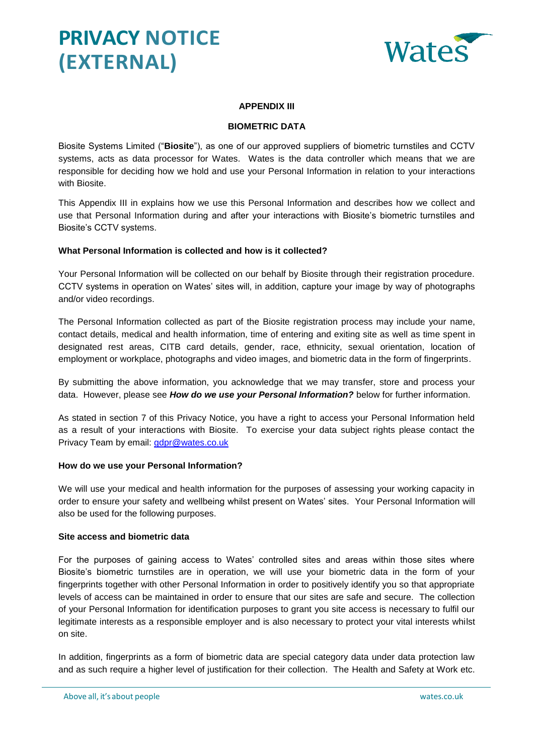# PRIVACY NOTICE (EXTERNAL)

**APPENDIX III**

**BIOMETRIC DATA**

Biosite Systems Limited ("**Biosite**"), as one of our approved suppliers of biometric turnstiles and CCTV systems, acts as data processor for Wates. Wates is the data controller which means that we are responsible for deciding how we hold and use your Personal Information in relation to your interactions with Biosite.

This Appendix III in explains how we use this Personal Information and describes how we collect and use that Personal Information during and after your interactions with Biosite's biometric turnstiles and Biosite's CCTV systems.

**What Personal Information is collected and how is it collected?**

Your Personal Information will be collected on our behalf by Biosite through their registration procedure. CCTV systems in operation on Wates' sites will, in addition, capture your image by way of photographs and/or video recordings.

The Personal Information collected as part of the Biosite registration process may include your name, contact details, medical and health information, time of entering and exiting site as well as time spent in designated rest areas, CITB card details, gender, race, ethnicity, sexual orientation, location of employment or workplace, photographs and video images, and biometric data in the form of fingerprints.

By submitting the above information, you acknowledge that we may transfer, store and process your data. However, please see ***How do we use your Personal Information?*** below for further information.

As stated in section 7 of this Privacy Notice, you have a right to access your Personal Information held as a result of your interactions with Biosite. To exercise your data subject rights please contact the Privacy Team by email: gdpr@wates.co.uk

**How do we use your Personal Information?**

We will use your medical and health information for the purposes of assessing your working capacity in order to ensure your safety and wellbeing whilst present on Wates' sites. Your Personal Information will also be used for the following purposes.

**Site access and biometric data**

For the purposes of gaining access to Wates' controlled sites and areas within those sites where Biosite's biometric turnstiles are in operation, we will use your biometric data in the form of your fingerprints together with other Personal Information in order to positively identify you so that appropriate levels of access can be maintained in order to ensure that our sites are safe and secure. The collection of your Personal Information for identification purposes to grant you site access is necessary to fulfil our legitimate interests as a responsible employer and is also necessary to protect your vital interests whilst on site.

In addition, fingerprints as a form of biometric data are special category data under data protection law and as such require a higher level of justification for their collection. The Health and Safety at Work etc.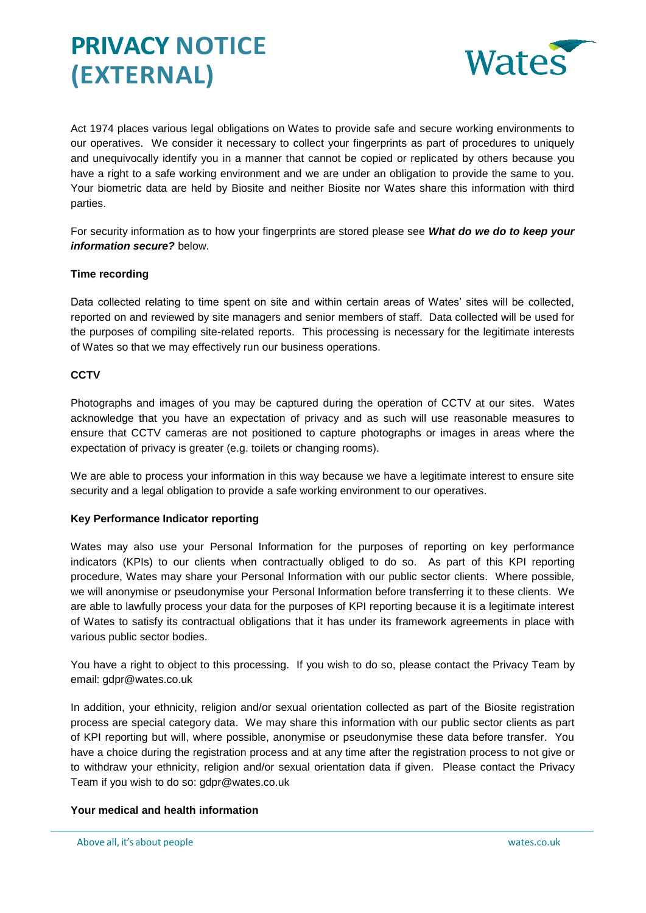Act 1974 places various legal obligations on Wates to provide safe and secure working environments to our operatives. We consider it necessary to collect your fingerprints as part of procedures to uniquely and unequivocally identify you in a manner that cannot be copied or replicated by others because you have a right to a safe working environment and we are under an obligation to provide the same to you. Your biometric data are held by Biosite and neither Biosite nor Wates share this information with third parties.

For security information as to how your fingerprints are stored please see ***What do we do to keep your information secure?*** below.

**Time recording**

Data collected relating to time spent on site and within certain areas of Wates' sites will be collected, reported on and reviewed by site managers and senior members of staff. Data collected will be used for the purposes of compiling site-related reports. This processing is necessary for the legitimate interests of Wates so that we may effectively run our business operations.

**CCTV**

Photographs and images of you may be captured during the operation of CCTV at our sites. Wates acknowledge that you have an expectation of privacy and as such will use reasonable measures to ensure that CCTV cameras are not positioned to capture photographs or images in areas where the expectation of privacy is greater (e.g. toilets or changing rooms).

We are able to process your information in this way because we have a legitimate interest to ensure site security and a legal obligation to provide a safe working environment to our operatives.

**Key Performance Indicator reporting**

Wates may also use your Personal Information for the purposes of reporting on key performance indicators (KPIs) to our clients when contractually obliged to do so. As part of this KPI reporting procedure, Wates may share your Personal Information with our public sector clients. Where possible, we will anonymise or pseudonymise your Personal Information before transferring it to these clients. We are able to lawfully process your data for the purposes of KPI reporting because it is a legitimate interest of Wates to satisfy its contractual obligations that it has under its framework agreements in place with various public sector bodies.

You have a right to object to this processing. If you wish to do so, please contact the Privacy Team by email: gdpr@wates.co.uk

In addition, your ethnicity, religion and/or sexual orientation collected as part of the Biosite registration process are special category data. We may share this information with our public sector clients as part of KPI reporting but will, where possible, anonymise or pseudonymise these data before transfer. You have a choice during the registration process and at any time after the registration process to not give or to withdraw your ethnicity, religion and/or sexual orientation data if given. Please contact the Privacy Team if you wish to do so: gdpr@wates.co.uk

**Your medical and health information**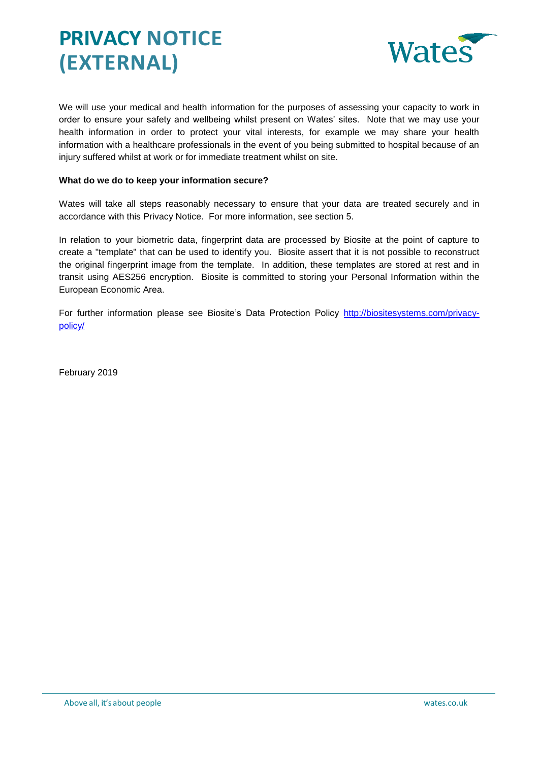We will use your medical and health information for the purposes of assessing your capacity to work in order to ensure your safety and wellbeing whilst present on Wates' sites. Note that we may use your health information in order to protect your vital interests, for example we may share your health information with a healthcare professionals in the event of you being submitted to hospital because of an injury suffered whilst at work or for immediate treatment whilst on site.

**What do we do to keep your information secure?**

Wates will take all steps reasonably necessary to ensure that your data are treated securely and in accordance with this Privacy Notice. For more information, see section 5.

In relation to your biometric data, fingerprint data are processed by Biosite at the point of capture to create a "template" that can be used to identify you. Biosite assert that it is not possible to reconstruct the original fingerprint image from the template. In addition, these templates are stored at rest and in transit using AES256 encryption. Biosite is committed to storing your Personal Information within the European Economic Area.

For further information please see Biosite's Data Protection Policy [http://biositesystems.com/privacy-policy/](http://biositesystems.com/privacy-policy/)

February 2019